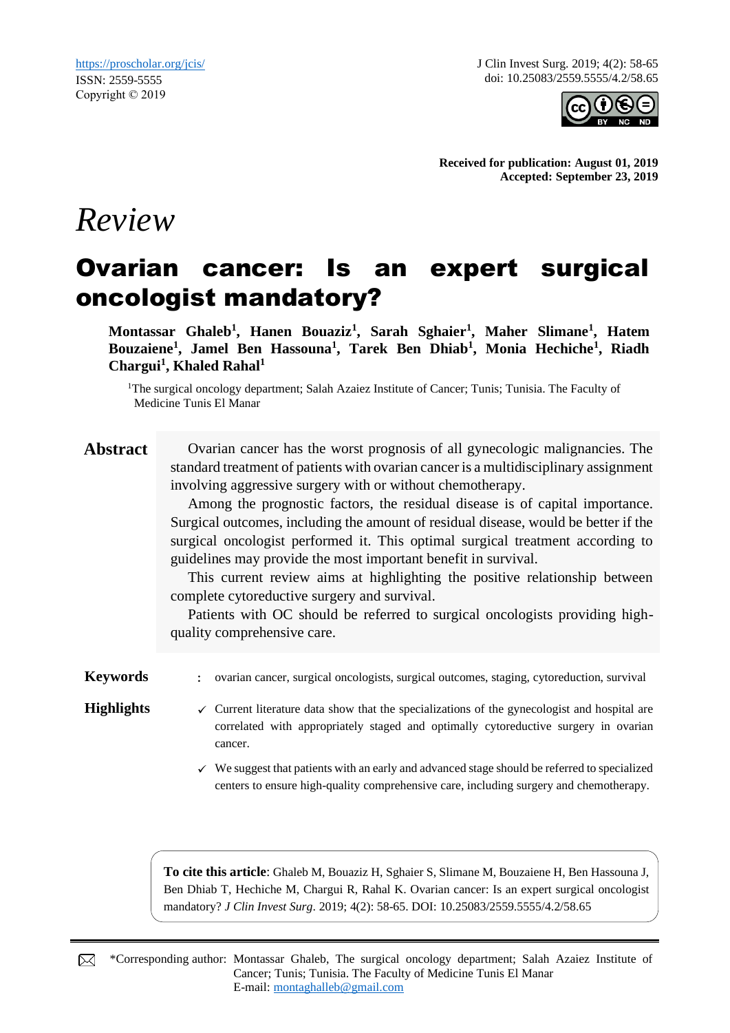https://proscholar.org/jcis/
ISSN: 2559-5555
Copyright © 2019

J Clin Invest Surg. 2019; 4(2): 58-65
doi: 10.25083/2559.5555/4.2/58.65

**Received for publication: August 01, 2019**
**Accepted: September 23, 2019**

*Review*

# Ovarian cancer: Is an expert surgical oncologist mandatory?

**Montassar Ghaleb[1], Hanen Bouaziz[1], Sarah Sghaier[1], Maher Slimane[1], Hatem Bouzaiene[1], Jamel Ben Hassouna[1], Tarek Ben Dhiab[1], Monia Hechiche[1], Riadh Chargui[1], Khaled Rahal[1]**

[1]The surgical oncology department; Salah Azaiez Institute of Cancer; Tunis; Tunisia. The Faculty of Medicine Tunis El Manar

## Abstract

Ovarian cancer has the worst prognosis of all gynecologic malignancies. The standard treatment of patients with ovarian cancer is a multidisciplinary assignment involving aggressive surgery with or without chemotherapy.

Among the prognostic factors, the residual disease is of capital importance. Surgical outcomes, including the amount of residual disease, would be better if the surgical oncologist performed it. This optimal surgical treatment according to guidelines may provide the most important benefit in survival.

This current review aims at highlighting the positive relationship between complete cytoreductive surgery and survival.

Patients with OC should be referred to surgical oncologists providing high-quality comprehensive care.

**Keywords** : ovarian cancer, surgical oncologists, surgical outcomes, staging, cytoreduction, survival

**Highlights**

- ✓ Current literature data show that the specializations of the gynecologist and hospital are correlated with appropriately staged and optimally cytoreductive surgery in ovarian cancer.
- ✓ We suggest that patients with an early and advanced stage should be referred to specialized centers to ensure high-quality comprehensive care, including surgery and chemotherapy.

**To cite this article**: Ghaleb M, Bouaziz H, Sghaier S, Slimane M, Bouzaiene H, Ben Hassouna J, Ben Dhiab T, Hechiche M, Chargui R, Rahal K. Ovarian cancer: Is an expert surgical oncologist mandatory? *J Clin Invest Surg*. 2019; 4(2): 58-65. DOI: 10.25083/2559.5555/4.2/58.65

*Corresponding author: Montassar Ghaleb, The surgical oncology department; Salah Azaiez Institute of Cancer; Tunis; Tunisia. The Faculty of Medicine Tunis El Manar
E-mail: montaghalleb@gmail.com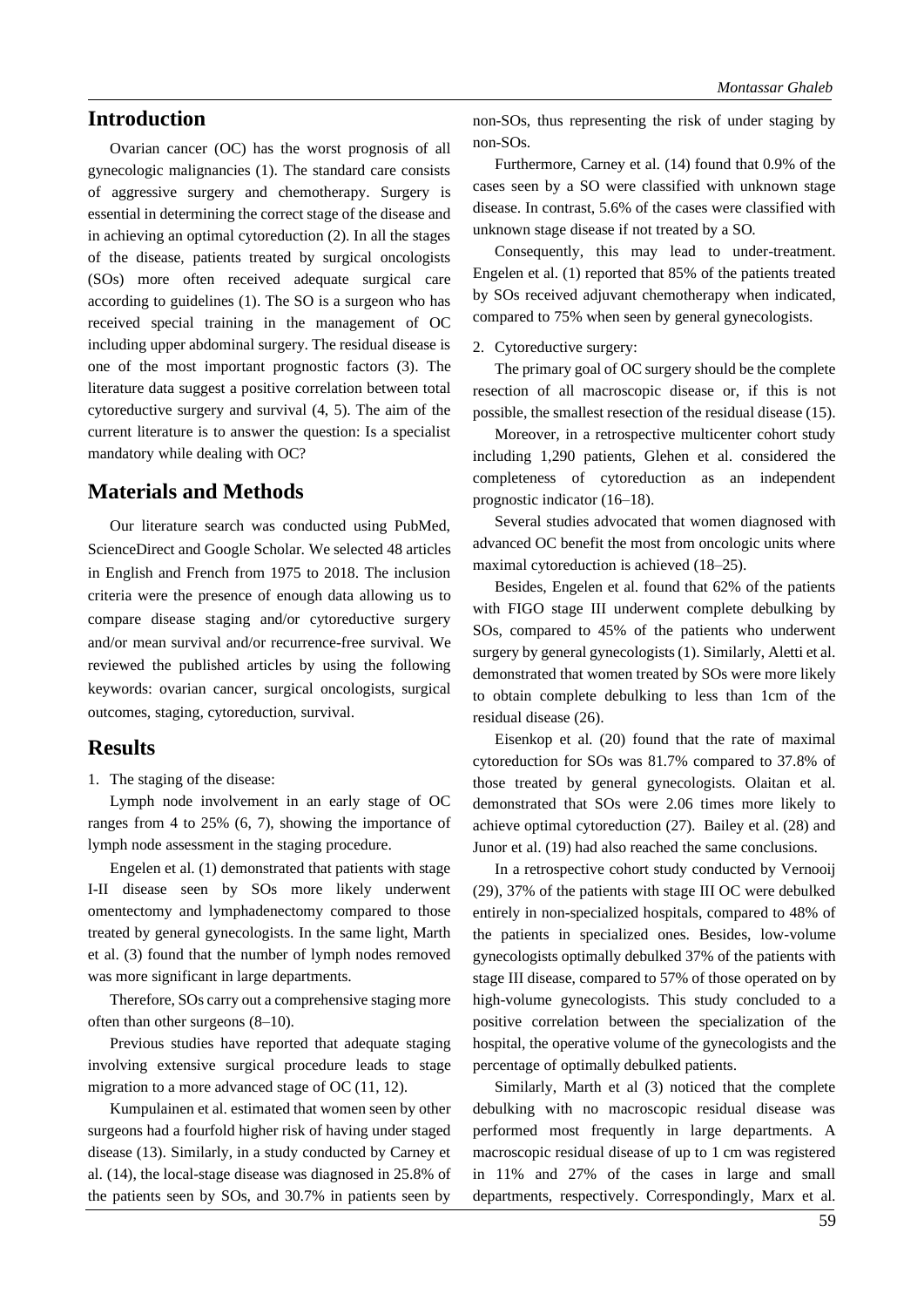## Introduction

Ovarian cancer (OC) has the worst prognosis of all gynecologic malignancies (1). The standard care consists of aggressive surgery and chemotherapy. Surgery is essential in determining the correct stage of the disease and in achieving an optimal cytoreduction (2). In all the stages of the disease, patients treated by surgical oncologists (SOs) more often received adequate surgical care according to guidelines (1). The SO is a surgeon who has received special training in the management of OC including upper abdominal surgery. The residual disease is one of the most important prognostic factors (3). The literature data suggest a positive correlation between total cytoreductive surgery and survival (4, 5). The aim of the current literature is to answer the question: Is a specialist mandatory while dealing with OC?

## Materials and Methods

Our literature search was conducted using PubMed, ScienceDirect and Google Scholar. We selected 48 articles in English and French from 1975 to 2018. The inclusion criteria were the presence of enough data allowing us to compare disease staging and/or cytoreductive surgery and/or mean survival and/or recurrence-free survival. We reviewed the published articles by using the following keywords: ovarian cancer, surgical oncologists, surgical outcomes, staging, cytoreduction, survival.

## Results

1. The staging of the disease:

Lymph node involvement in an early stage of OC ranges from 4 to 25% (6, 7), showing the importance of lymph node assessment in the staging procedure.

Engelen et al. (1) demonstrated that patients with stage I-II disease seen by SOs more likely underwent omentectomy and lymphadenectomy compared to those treated by general gynecologists. In the same light, Marth et al. (3) found that the number of lymph nodes removed was more significant in large departments.

Therefore, SOs carry out a comprehensive staging more often than other surgeons (8–10).

Previous studies have reported that adequate staging involving extensive surgical procedure leads to stage migration to a more advanced stage of OC (11, 12).

Kumpulainen et al. estimated that women seen by other surgeons had a fourfold higher risk of having under staged disease (13). Similarly, in a study conducted by Carney et al. (14), the local-stage disease was diagnosed in 25.8% of the patients seen by SOs, and 30.7% in patients seen by non-SOs, thus representing the risk of under staging by non-SOs.

Furthermore, Carney et al. (14) found that 0.9% of the cases seen by a SO were classified with unknown stage disease. In contrast, 5.6% of the cases were classified with unknown stage disease if not treated by a SO.

Consequently, this may lead to under-treatment. Engelen et al. (1) reported that 85% of the patients treated by SOs received adjuvant chemotherapy when indicated, compared to 75% when seen by general gynecologists.

2. Cytoreductive surgery:

The primary goal of OC surgery should be the complete resection of all macroscopic disease or, if this is not possible, the smallest resection of the residual disease (15).

Moreover, in a retrospective multicenter cohort study including 1,290 patients, Glehen et al. considered the completeness of cytoreduction as an independent prognostic indicator (16–18).

Several studies advocated that women diagnosed with advanced OC benefit the most from oncologic units where maximal cytoreduction is achieved (18–25).

Besides, Engelen et al. found that 62% of the patients with FIGO stage III underwent complete debulking by SOs, compared to 45% of the patients who underwent surgery by general gynecologists (1). Similarly, Aletti et al. demonstrated that women treated by SOs were more likely to obtain complete debulking to less than 1cm of the residual disease (26).

Eisenkop et al. (20) found that the rate of maximal cytoreduction for SOs was 81.7% compared to 37.8% of those treated by general gynecologists. Olaitan et al. demonstrated that SOs were 2.06 times more likely to achieve optimal cytoreduction (27). Bailey et al. (28) and Junor et al. (19) had also reached the same conclusions.

In a retrospective cohort study conducted by Vernooij (29), 37% of the patients with stage III OC were debulked entirely in non-specialized hospitals, compared to 48% of the patients in specialized ones. Besides, low-volume gynecologists optimally debulked 37% of the patients with stage III disease, compared to 57% of those operated on by high-volume gynecologists. This study concluded to a positive correlation between the specialization of the hospital, the operative volume of the gynecologists and the percentage of optimally debulked patients.

Similarly, Marth et al (3) noticed that the complete debulking with no macroscopic residual disease was performed most frequently in large departments. A macroscopic residual disease of up to 1 cm was registered in 11% and 27% of the cases in large and small departments, respectively. Correspondingly, Marx et al.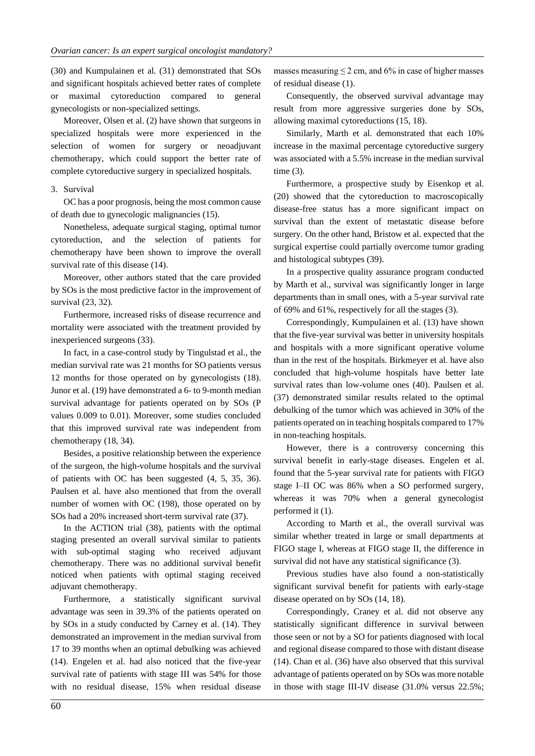(30) and Kumpulainen et al. (31) demonstrated that SOs and significant hospitals achieved better rates of complete or maximal cytoreduction compared to general gynecologists or non-specialized settings.

Moreover, Olsen et al. (2) have shown that surgeons in specialized hospitals were more experienced in the selection of women for surgery or neoadjuvant chemotherapy, which could support the better rate of complete cytoreductive surgery in specialized hospitals.

3. Survival

OC has a poor prognosis, being the most common cause of death due to gynecologic malignancies (15).

Nonetheless, adequate surgical staging, optimal tumor cytoreduction, and the selection of patients for chemotherapy have been shown to improve the overall survival rate of this disease (14).

Moreover, other authors stated that the care provided by SOs is the most predictive factor in the improvement of survival (23, 32).

Furthermore, increased risks of disease recurrence and mortality were associated with the treatment provided by inexperienced surgeons (33).

In fact, in a case-control study by Tingulstad et al., the median survival rate was 21 months for SO patients versus 12 months for those operated on by gynecologists (18). Junor et al. (19) have demonstrated a 6- to 9-month median survival advantage for patients operated on by SOs (P values 0.009 to 0.01). Moreover, some studies concluded that this improved survival rate was independent from chemotherapy (18, 34).

Besides, a positive relationship between the experience of the surgeon, the high-volume hospitals and the survival of patients with OC has been suggested (4, 5, 35, 36). Paulsen et al. have also mentioned that from the overall number of women with OC (198), those operated on by SOs had a 20% increased short-term survival rate (37).

In the ACTION trial (38), patients with the optimal staging presented an overall survival similar to patients with sub-optimal staging who received adjuvant chemotherapy. There was no additional survival benefit noticed when patients with optimal staging received adjuvant chemotherapy.

Furthermore, a statistically significant survival advantage was seen in 39.3% of the patients operated on by SOs in a study conducted by Carney et al. (14). They demonstrated an improvement in the median survival from 17 to 39 months when an optimal debulking was achieved (14). Engelen et al. had also noticed that the five-year survival rate of patients with stage III was 54% for those with no residual disease, 15% when residual disease masses measuring ≤ 2 cm, and 6% in case of higher masses of residual disease (1).

Consequently, the observed survival advantage may result from more aggressive surgeries done by SOs, allowing maximal cytoreductions (15, 18).

Similarly, Marth et al. demonstrated that each 10% increase in the maximal percentage cytoreductive surgery was associated with a 5.5% increase in the median survival time (3).

Furthermore, a prospective study by Eisenkop et al. (20) showed that the cytoreduction to macroscopically disease-free status has a more significant impact on survival than the extent of metastatic disease before surgery. On the other hand, Bristow et al. expected that the surgical expertise could partially overcome tumor grading and histological subtypes (39).

In a prospective quality assurance program conducted by Marth et al., survival was significantly longer in large departments than in small ones, with a 5-year survival rate of 69% and 61%, respectively for all the stages (3).

Correspondingly, Kumpulainen et al. (13) have shown that the five-year survival was better in university hospitals and hospitals with a more significant operative volume than in the rest of the hospitals. Birkmeyer et al. have also concluded that high-volume hospitals have better late survival rates than low-volume ones (40). Paulsen et al. (37) demonstrated similar results related to the optimal debulking of the tumor which was achieved in 30% of the patients operated on in teaching hospitals compared to 17% in non-teaching hospitals.

However, there is a controversy concerning this survival benefit in early-stage diseases. Engelen et al. found that the 5-year survival rate for patients with FIGO stage I–II OC was 86% when a SO performed surgery, whereas it was 70% when a general gynecologist performed it (1).

According to Marth et al., the overall survival was similar whether treated in large or small departments at FIGO stage I, whereas at FIGO stage II, the difference in survival did not have any statistical significance (3).

Previous studies have also found a non-statistically significant survival benefit for patients with early-stage disease operated on by SOs (14, 18).

Correspondingly, Craney et al. did not observe any statistically significant difference in survival between those seen or not by a SO for patients diagnosed with local and regional disease compared to those with distant disease (14). Chan et al. (36) have also observed that this survival advantage of patients operated on by SOs was more notable in those with stage III-IV disease (31.0% versus 22.5%;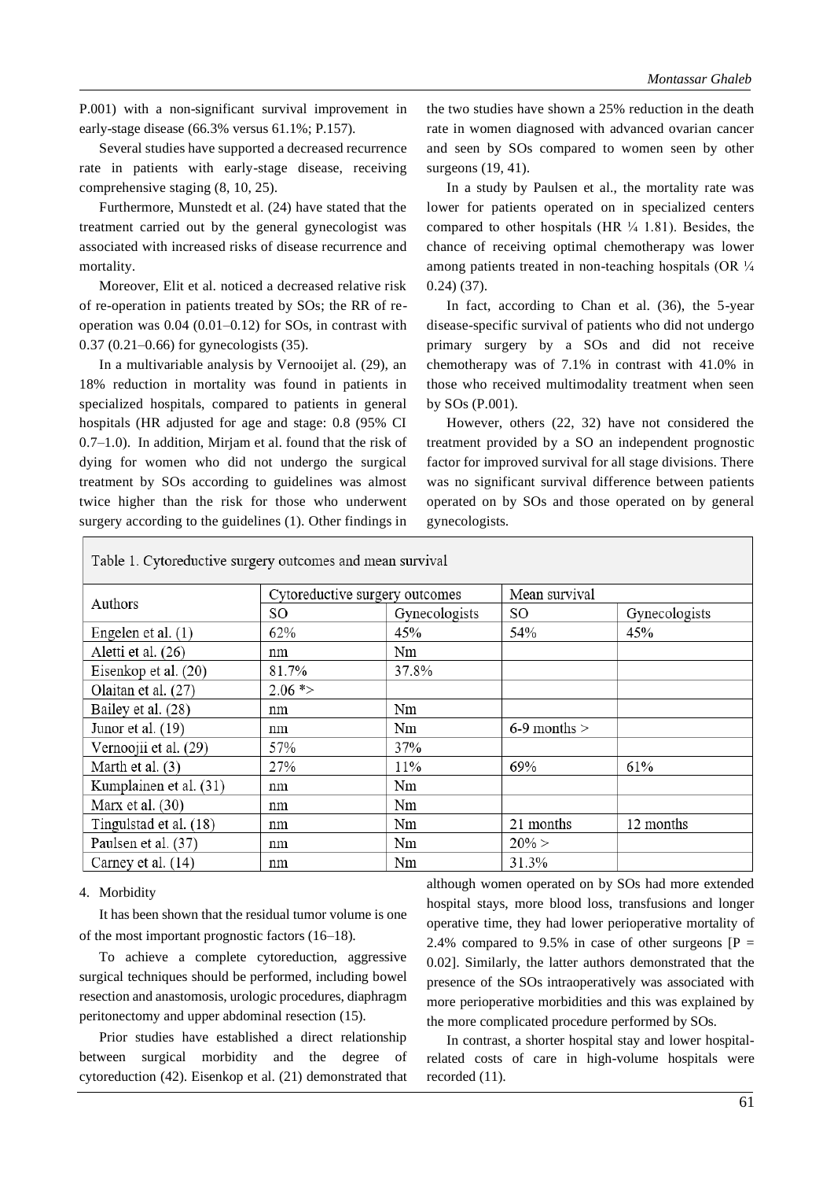P.001) with a non-significant survival improvement in early-stage disease (66.3% versus 61.1%; P.157).

Several studies have supported a decreased recurrence rate in patients with early-stage disease, receiving comprehensive staging (8, 10, 25).

Furthermore, Munstedt et al. (24) have stated that the treatment carried out by the general gynecologist was associated with increased risks of disease recurrence and mortality.

Moreover, Elit et al. noticed a decreased relative risk of re-operation in patients treated by SOs; the RR of re-operation was 0.04 (0.01–0.12) for SOs, in contrast with 0.37 (0.21–0.66) for gynecologists (35).

In a multivariable analysis by Vernooijet al. (29), an 18% reduction in mortality was found in patients in specialized hospitals, compared to patients in general hospitals (HR adjusted for age and stage: 0.8 (95% CI 0.7–1.0). In addition, Mirjam et al. found that the risk of dying for women who did not undergo the surgical treatment by SOs according to guidelines was almost twice higher than the risk for those who underwent surgery according to the guidelines (1). Other findings in the two studies have shown a 25% reduction in the death rate in women diagnosed with advanced ovarian cancer and seen by SOs compared to women seen by other surgeons (19, 41).

In a study by Paulsen et al., the mortality rate was lower for patients operated on in specialized centers compared to other hospitals (HR ¼ 1.81). Besides, the chance of receiving optimal chemotherapy was lower among patients treated in non-teaching hospitals (OR ¼ 0.24) (37).

In fact, according to Chan et al. (36), the 5-year disease-specific survival of patients who did not undergo primary surgery by a SOs and did not receive chemotherapy was of 7.1% in contrast with 41.0% in those who received multimodality treatment when seen by SOs (P.001).

However, others (22, 32) have not considered the treatment provided by a SO an independent prognostic factor for improved survival for all stage divisions. There was no significant survival difference between patients operated on by SOs and those operated on by general gynecologists.

Table 1. Cytoreductive surgery outcomes and mean survival

| Authors | Cytoreductive surgery outcomes | | Mean survival | |
|---|---|---|---|---|
| | SO | Gynecologists | SO | Gynecologists |
| Engelen et al. (1) | 62% | 45% | 54% | 45% |
| Aletti et al. (26) | nm | Nm | | |
| Eisenkop et al. (20) | 81.7% | 37.8% | | |
| Olaitan et al. (27) | 2.06 *> | | | |
| Bailey et al. (28) | nm | Nm | | |
| Junor et al. (19) | nm | Nm | 6-9 months > | |
| Vernoojii et al. (29) | 57% | 37% | | |
| Marth et al. (3) | 27% | 11% | 69% | 61% |
| Kumplainen et al. (31) | nm | Nm | | |
| Marx et al. (30) | nm | Nm | | |
| Tingulstad et al. (18) | nm | Nm | 21 months | 12 months |
| Paulsen et al. (37) | nm | Nm | 20% > | |
| Carney et al. (14) | nm | Nm | 31.3% | |

4. Morbidity

It has been shown that the residual tumor volume is one of the most important prognostic factors (16–18).

To achieve a complete cytoreduction, aggressive surgical techniques should be performed, including bowel resection and anastomosis, urologic procedures, diaphragm peritonectomy and upper abdominal resection (15).

Prior studies have established a direct relationship between surgical morbidity and the degree of cytoreduction (42). Eisenkop et al. (21) demonstrated that although women operated on by SOs had more extended hospital stays, more blood loss, transfusions and longer operative time, they had lower perioperative mortality of 2.4% compared to 9.5% in case of other surgeons [P = 0.02]. Similarly, the latter authors demonstrated that the presence of the SOs intraoperatively was associated with more perioperative morbidities and this was explained by the more complicated procedure performed by SOs.

In contrast, a shorter hospital stay and lower hospital-related costs of care in high-volume hospitals were recorded (11).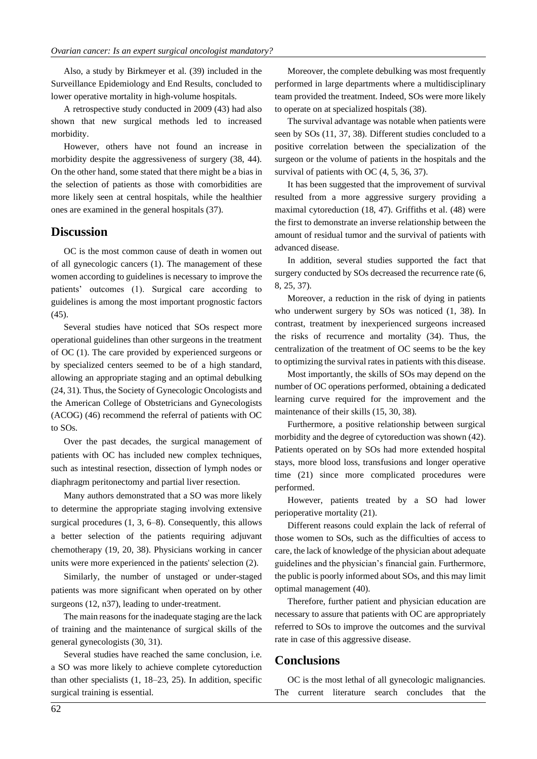Also, a study by Birkmeyer et al. (39) included in the Surveillance Epidemiology and End Results, concluded to lower operative mortality in high-volume hospitals.

A retrospective study conducted in 2009 (43) had also shown that new surgical methods led to increased morbidity.

However, others have not found an increase in morbidity despite the aggressiveness of surgery (38, 44). On the other hand, some stated that there might be a bias in the selection of patients as those with comorbidities are more likely seen at central hospitals, while the healthier ones are examined in the general hospitals (37).

## Discussion

OC is the most common cause of death in women out of all gynecologic cancers (1). The management of these women according to guidelines is necessary to improve the patients' outcomes (1). Surgical care according to guidelines is among the most important prognostic factors (45).

Several studies have noticed that SOs respect more operational guidelines than other surgeons in the treatment of OC (1). The care provided by experienced surgeons or by specialized centers seemed to be of a high standard, allowing an appropriate staging and an optimal debulking (24, 31). Thus, the Society of Gynecologic Oncologists and the American College of Obstetricians and Gynecologists (ACOG) (46) recommend the referral of patients with OC to SOs.

Over the past decades, the surgical management of patients with OC has included new complex techniques, such as intestinal resection, dissection of lymph nodes or diaphragm peritonectomy and partial liver resection.

Many authors demonstrated that a SO was more likely to determine the appropriate staging involving extensive surgical procedures (1, 3, 6–8). Consequently, this allows a better selection of the patients requiring adjuvant chemotherapy (19, 20, 38). Physicians working in cancer units were more experienced in the patients' selection (2).

Similarly, the number of unstaged or under-staged patients was more significant when operated on by other surgeons (12, n37), leading to under-treatment.

The main reasons for the inadequate staging are the lack of training and the maintenance of surgical skills of the general gynecologists (30, 31).

Several studies have reached the same conclusion, i.e. a SO was more likely to achieve complete cytoreduction than other specialists (1, 18–23, 25). In addition, specific surgical training is essential.

Moreover, the complete debulking was most frequently performed in large departments where a multidisciplinary team provided the treatment. Indeed, SOs were more likely to operate on at specialized hospitals (38).

The survival advantage was notable when patients were seen by SOs (11, 37, 38). Different studies concluded to a positive correlation between the specialization of the surgeon or the volume of patients in the hospitals and the survival of patients with OC (4, 5, 36, 37).

It has been suggested that the improvement of survival resulted from a more aggressive surgery providing a maximal cytoreduction (18, 47). Griffiths et al. (48) were the first to demonstrate an inverse relationship between the amount of residual tumor and the survival of patients with advanced disease.

In addition, several studies supported the fact that surgery conducted by SOs decreased the recurrence rate (6, 8, 25, 37).

Moreover, a reduction in the risk of dying in patients who underwent surgery by SOs was noticed (1, 38). In contrast, treatment by inexperienced surgeons increased the risks of recurrence and mortality (34). Thus, the centralization of the treatment of OC seems to be the key to optimizing the survival rates in patients with this disease.

Most importantly, the skills of SOs may depend on the number of OC operations performed, obtaining a dedicated learning curve required for the improvement and the maintenance of their skills (15, 30, 38).

Furthermore, a positive relationship between surgical morbidity and the degree of cytoreduction was shown (42). Patients operated on by SOs had more extended hospital stays, more blood loss, transfusions and longer operative time (21) since more complicated procedures were performed.

However, patients treated by a SO had lower perioperative mortality (21).

Different reasons could explain the lack of referral of those women to SOs, such as the difficulties of access to care, the lack of knowledge of the physician about adequate guidelines and the physician's financial gain. Furthermore, the public is poorly informed about SOs, and this may limit optimal management (40).

Therefore, further patient and physician education are necessary to assure that patients with OC are appropriately referred to SOs to improve the outcomes and the survival rate in case of this aggressive disease.

## Conclusions

OC is the most lethal of all gynecologic malignancies. The current literature search concludes that the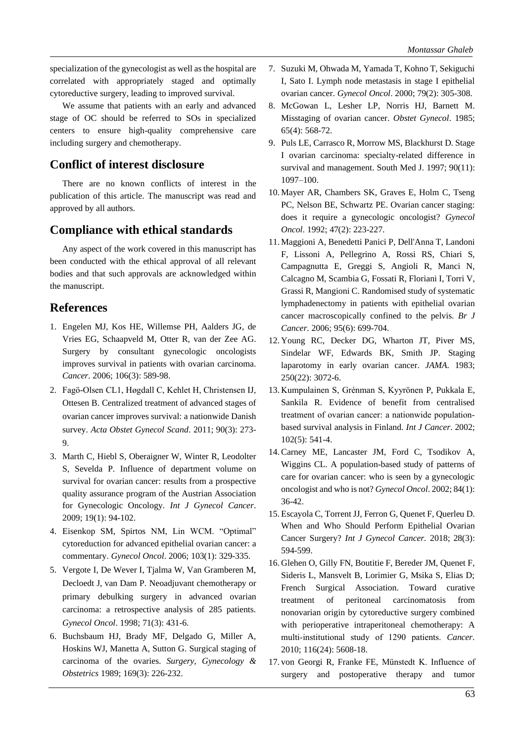specialization of the gynecologist as well as the hospital are correlated with appropriately staged and optimally cytoreductive surgery, leading to improved survival.

We assume that patients with an early and advanced stage of OC should be referred to SOs in specialized centers to ensure high-quality comprehensive care including surgery and chemotherapy.

## Conflict of interest disclosure

There are no known conflicts of interest in the publication of this article. The manuscript was read and approved by all authors.

## Compliance with ethical standards

Any aspect of the work covered in this manuscript has been conducted with the ethical approval of all relevant bodies and that such approvals are acknowledged within the manuscript.

## References

1. Engelen MJ, Kos HE, Willemse PH, Aalders JG, de Vries EG, Schaapveld M, Otter R, van der Zee AG. Surgery by consultant gynecologic oncologists improves survival in patients with ovarian carcinoma. *Cancer*. 2006; 106(3): 589-98.
2. Fagö-Olsen CL1, Høgdall C, Kehlet H, Christensen IJ, Ottesen B. Centralized treatment of advanced stages of ovarian cancer improves survival: a nationwide Danish survey. *Acta Obstet Gynecol Scand*. 2011; 90(3): 273-9.
3. Marth C, Hiebl S, Oberaigner W, Winter R, Leodolter S, Sevelda P. Influence of department volume on survival for ovarian cancer: results from a prospective quality assurance program of the Austrian Association for Gynecologic Oncology. *Int J Gynecol Cancer*. 2009; 19(1): 94-102.
4. Eisenkop SM, Spirtos NM, Lin WCM. "Optimal" cytoreduction for advanced epithelial ovarian cancer: a commentary. *Gynecol Oncol*. 2006; 103(1): 329-335.
5. Vergote I, De Wever I, Tjalma W, Van Gramberen M, Decloedt J, van Dam P. Neoadjuvant chemotherapy or primary debulking surgery in advanced ovarian carcinoma: a retrospective analysis of 285 patients. *Gynecol Oncol*. 1998; 71(3): 431-6.
6. Buchsbaum HJ, Brady MF, Delgado G, Miller A, Hoskins WJ, Manetta A, Sutton G. Surgical staging of carcinoma of the ovaries. *Surgery, Gynecology & Obstetrics* 1989; 169(3): 226-232.
7. Suzuki M, Ohwada M, Yamada T, Kohno T, Sekiguchi I, Sato I. Lymph node metastasis in stage I epithelial ovarian cancer. *Gynecol Oncol*. 2000; 79(2): 305-308.
8. McGowan L, Lesher LP, Norris HJ, Barnett M. Misstaging of ovarian cancer. *Obstet Gynecol*. 1985; 65(4): 568-72.
9. Puls LE, Carrasco R, Morrow MS, Blackhurst D. Stage I ovarian carcinoma: specialty-related difference in survival and management. South Med J. 1997; 90(11): 1097–100.
10. Mayer AR, Chambers SK, Graves E, Holm C, Tseng PC, Nelson BE, Schwartz PE. Ovarian cancer staging: does it require a gynecologic oncologist? *Gynecol Oncol*. 1992; 47(2): 223-227.
11. Maggioni A, Benedetti Panici P, Dell'Anna T, Landoni F, Lissoni A, Pellegrino A, Rossi RS, Chiari S, Campagnutta E, Greggi S, Angioli R, Manci N, Calcagno M, Scambia G, Fossati R, Floriani I, Torri V, Grassi R, Mangioni C. Randomised study of systematic lymphadenectomy in patients with epithelial ovarian cancer macroscopically confined to the pelvis. *Br J Cancer*. 2006; 95(6): 699-704.
12. Young RC, Decker DG, Wharton JT, Piver MS, Sindelar WF, Edwards BK, Smith JP. Staging laparotomy in early ovarian cancer. *JAMA*. 1983; 250(22): 3072-6.
13. Kumpulainen S, Grénman S, Kyyrönen P, Pukkala E, Sankila R. Evidence of benefit from centralised treatment of ovarian cancer: a nationwide population-based survival analysis in Finland. *Int J Cancer*. 2002; 102(5): 541-4.
14. Carney ME, Lancaster JM, Ford C, Tsodikov A, Wiggins CL. A population-based study of patterns of care for ovarian cancer: who is seen by a gynecologic oncologist and who is not? *Gynecol Oncol*. 2002; 84(1): 36-42.
15. Escayola C, Torrent JJ, Ferron G, Quenet F, Querleu D. When and Who Should Perform Epithelial Ovarian Cancer Surgery? *Int J Gynecol Cancer.* 2018; 28(3): 594-599.
16. Glehen O, Gilly FN, Boutitie F, Bereder JM, Quenet F, Sideris L, Mansvelt B, Lorimier G, Msika S, Elias D; French Surgical Association. Toward curative treatment of peritoneal carcinomatosis from nonovarian origin by cytoreductive surgery combined with perioperative intraperitoneal chemotherapy: A multi-institutional study of 1290 patients. *Cancer*. 2010; 116(24): 5608-18.
17. von Georgi R, Franke FE, Münstedt K. Influence of surgery and postoperative therapy and tumor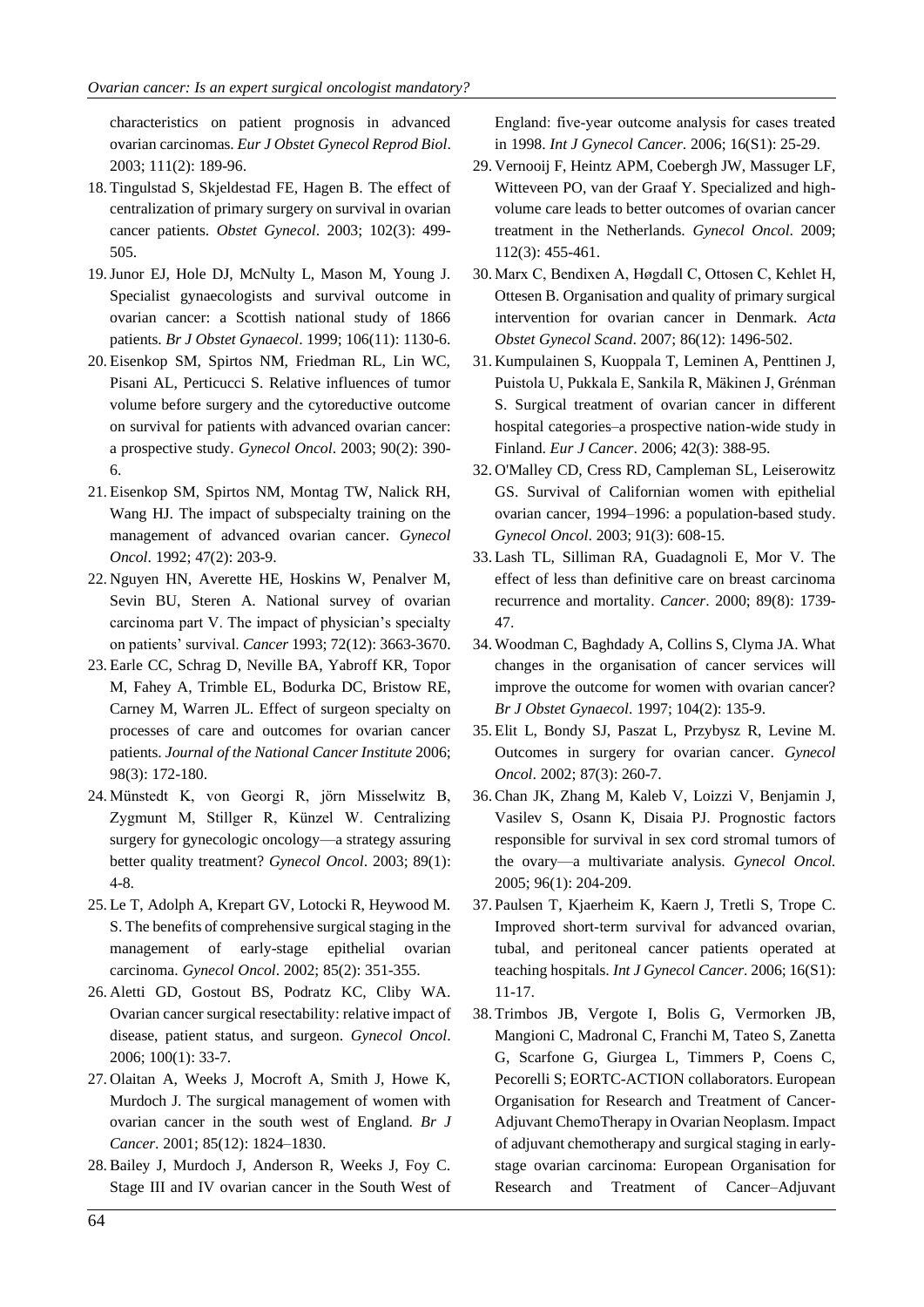characteristics on patient prognosis in advanced ovarian carcinomas. *Eur J Obstet Gynecol Reprod Biol*. 2003; 111(2): 189-96.

18. Tingulstad S, Skjeldestad FE, Hagen B. The effect of centralization of primary surgery on survival in ovarian cancer patients. *Obstet Gynecol*. 2003; 102(3): 499-505.
19. Junor EJ, Hole DJ, McNulty L, Mason M, Young J. Specialist gynaecologists and survival outcome in ovarian cancer: a Scottish national study of 1866 patients. *Br J Obstet Gynaecol*. 1999; 106(11): 1130-6.
20. Eisenkop SM, Spirtos NM, Friedman RL, Lin WC, Pisani AL, Perticucci S. Relative influences of tumor volume before surgery and the cytoreductive outcome on survival for patients with advanced ovarian cancer: a prospective study. *Gynecol Oncol*. 2003; 90(2): 390-6.
21. Eisenkop SM, Spirtos NM, Montag TW, Nalick RH, Wang HJ. The impact of subspecialty training on the management of advanced ovarian cancer. *Gynecol Oncol*. 1992; 47(2): 203-9.
22. Nguyen HN, Averette HE, Hoskins W, Penalver M, Sevin BU, Steren A. National survey of ovarian carcinoma part V. The impact of physician's specialty on patients' survival. *Cancer* 1993; 72(12): 3663-3670.
23. Earle CC, Schrag D, Neville BA, Yabroff KR, Topor M, Fahey A, Trimble EL, Bodurka DC, Bristow RE, Carney M, Warren JL. Effect of surgeon specialty on processes of care and outcomes for ovarian cancer patients. *Journal of the National Cancer Institute* 2006; 98(3): 172-180.
24. Münstedt K, von Georgi R, jörn Misselwitz B, Zygmunt M, Stillger R, Künzel W. Centralizing surgery for gynecologic oncology—a strategy assuring better quality treatment? *Gynecol Oncol*. 2003; 89(1): 4-8.
25. Le T, Adolph A, Krepart GV, Lotocki R, Heywood M. S. The benefits of comprehensive surgical staging in the management of early-stage epithelial ovarian carcinoma. *Gynecol Oncol*. 2002; 85(2): 351-355.
26. Aletti GD, Gostout BS, Podratz KC, Cliby WA. Ovarian cancer surgical resectability: relative impact of disease, patient status, and surgeon. *Gynecol Oncol*. 2006; 100(1): 33-7.
27. Olaitan A, Weeks J, Mocroft A, Smith J, Howe K, Murdoch J. The surgical management of women with ovarian cancer in the south west of England. *Br J Cancer*. 2001; 85(12): 1824–1830.
28. Bailey J, Murdoch J, Anderson R, Weeks J, Foy C. Stage III and IV ovarian cancer in the South West of England: five-year outcome analysis for cases treated in 1998. *Int J Gynecol Cancer*. 2006; 16(S1): 25-29.
29. Vernooij F, Heintz APM, Coebergh JW, Massuger LF, Witteveen PO, van der Graaf Y. Specialized and high-volume care leads to better outcomes of ovarian cancer treatment in the Netherlands. *Gynecol Oncol*. 2009; 112(3): 455-461.
30. Marx C, Bendixen A, Høgdall C, Ottosen C, Kehlet H, Ottesen B. Organisation and quality of primary surgical intervention for ovarian cancer in Denmark. *Acta Obstet Gynecol Scand*. 2007; 86(12): 1496-502.
31. Kumpulainen S, Kuoppala T, Leminen A, Penttinen J, Puistola U, Pukkala E, Sankila R, Mäkinen J, Grénman S. Surgical treatment of ovarian cancer in different hospital categories–a prospective nation-wide study in Finland. *Eur J Cancer*. 2006; 42(3): 388-95.
32. O'Malley CD, Cress RD, Campleman SL, Leiserowitz GS. Survival of Californian women with epithelial ovarian cancer, 1994–1996: a population-based study. *Gynecol Oncol*. 2003; 91(3): 608-15.
33. Lash TL, Silliman RA, Guadagnoli E, Mor V. The effect of less than definitive care on breast carcinoma recurrence and mortality. *Cancer*. 2000; 89(8): 1739-47.
34. Woodman C, Baghdady A, Collins S, Clyma JA. What changes in the organisation of cancer services will improve the outcome for women with ovarian cancer? *Br J Obstet Gynaecol*. 1997; 104(2): 135-9.
35. Elit L, Bondy SJ, Paszat L, Przybysz R, Levine M. Outcomes in surgery for ovarian cancer. *Gynecol Oncol*. 2002; 87(3): 260-7.
36. Chan JK, Zhang M, Kaleb V, Loizzi V, Benjamin J, Vasilev S, Osann K, Disaia PJ. Prognostic factors responsible for survival in sex cord stromal tumors of the ovary—a multivariate analysis. *Gynecol Oncol.* 2005; 96(1): 204-209.
37. Paulsen T, Kjaerheim K, Kaern J, Tretli S, Trope C. Improved short-term survival for advanced ovarian, tubal, and peritoneal cancer patients operated at teaching hospitals. *Int J Gynecol Cancer*. 2006; 16(S1): 11-17.
38. Trimbos JB, Vergote I, Bolis G, Vermorken JB, Mangioni C, Madronal C, Franchi M, Tateo S, Zanetta G, Scarfone G, Giurgea L, Timmers P, Coens C, Pecorelli S; EORTC-ACTION collaborators. European Organisation for Research and Treatment of Cancer-Adjuvant ChemoTherapy in Ovarian Neoplasm. Impact of adjuvant chemotherapy and surgical staging in early-stage ovarian carcinoma: European Organisation for Research and Treatment of Cancer–Adjuvant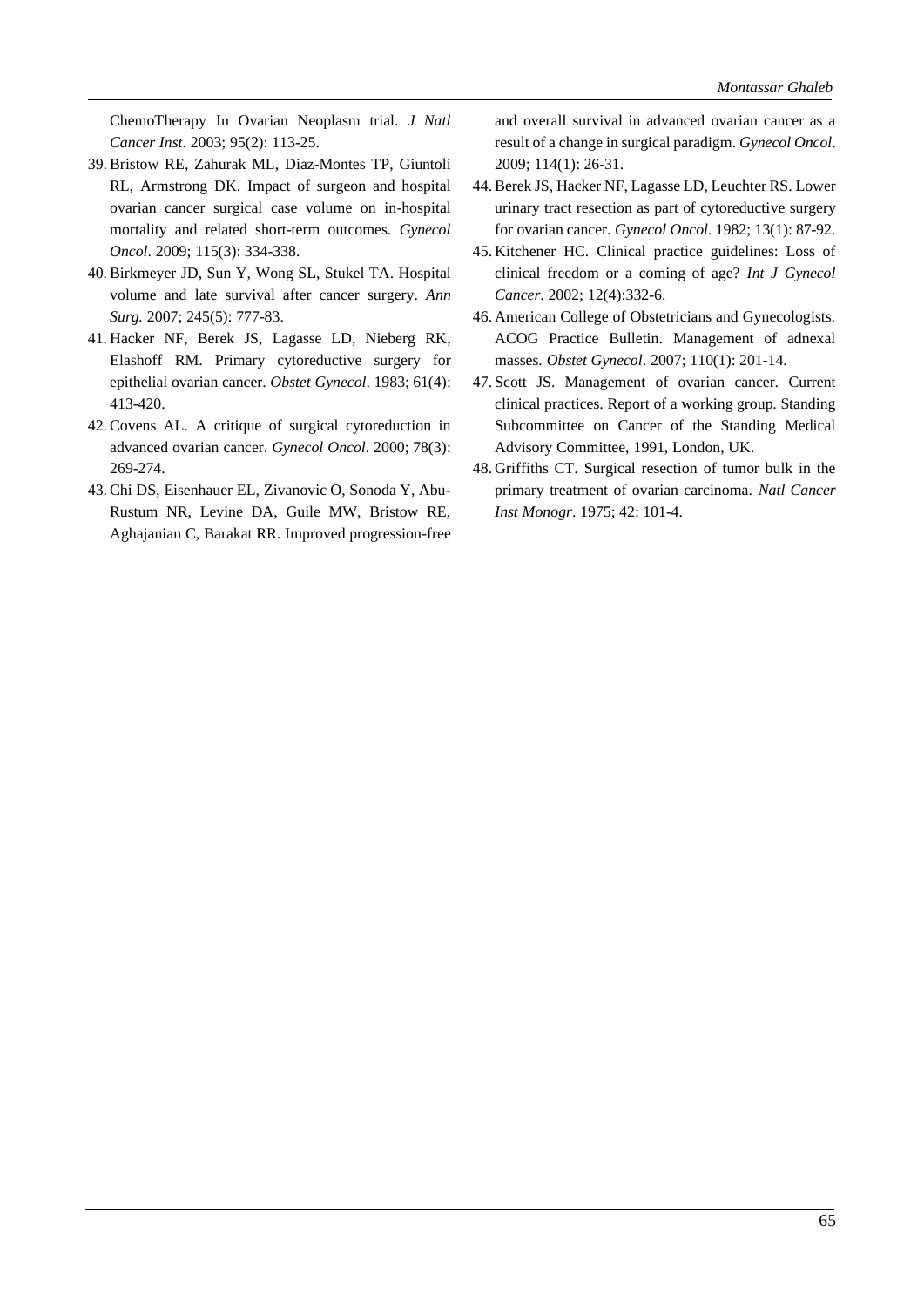ChemoTherapy In Ovarian Neoplasm trial. *J Natl Cancer Inst*. 2003; 95(2): 113-25.

39. Bristow RE, Zahurak ML, Diaz-Montes TP, Giuntoli RL, Armstrong DK. Impact of surgeon and hospital ovarian cancer surgical case volume on in-hospital mortality and related short-term outcomes. *Gynecol Oncol*. 2009; 115(3): 334-338.
40. Birkmeyer JD, Sun Y, Wong SL, Stukel TA. Hospital volume and late survival after cancer surgery. *Ann Surg.* 2007; 245(5): 777-83.
41. Hacker NF, Berek JS, Lagasse LD, Nieberg RK, Elashoff RM. Primary cytoreductive surgery for epithelial ovarian cancer. *Obstet Gynecol*. 1983; 61(4): 413-420.
42. Covens AL. A critique of surgical cytoreduction in advanced ovarian cancer. *Gynecol Oncol*. 2000; 78(3): 269-274.
43. Chi DS, Eisenhauer EL, Zivanovic O, Sonoda Y, Abu-Rustum NR, Levine DA, Guile MW, Bristow RE, Aghajanian C, Barakat RR. Improved progression-free and overall survival in advanced ovarian cancer as a result of a change in surgical paradigm. *Gynecol Oncol*. 2009; 114(1): 26-31.
44. Berek JS, Hacker NF, Lagasse LD, Leuchter RS. Lower urinary tract resection as part of cytoreductive surgery for ovarian cancer. *Gynecol Oncol*. 1982; 13(1): 87-92.
45. Kitchener HC. Clinical practice guidelines: Loss of clinical freedom or a coming of age? *Int J Gynecol Cancer*. 2002; 12(4):332-6.
46. American College of Obstetricians and Gynecologists. ACOG Practice Bulletin. Management of adnexal masses. *Obstet Gynecol*. 2007; 110(1): 201-14.
47. Scott JS. Management of ovarian cancer. Current clinical practices. Report of a working group. Standing Subcommittee on Cancer of the Standing Medical Advisory Committee, 1991, London, UK.
48. Griffiths CT. Surgical resection of tumor bulk in the primary treatment of ovarian carcinoma. *Natl Cancer Inst Monogr*. 1975; 42: 101-4.